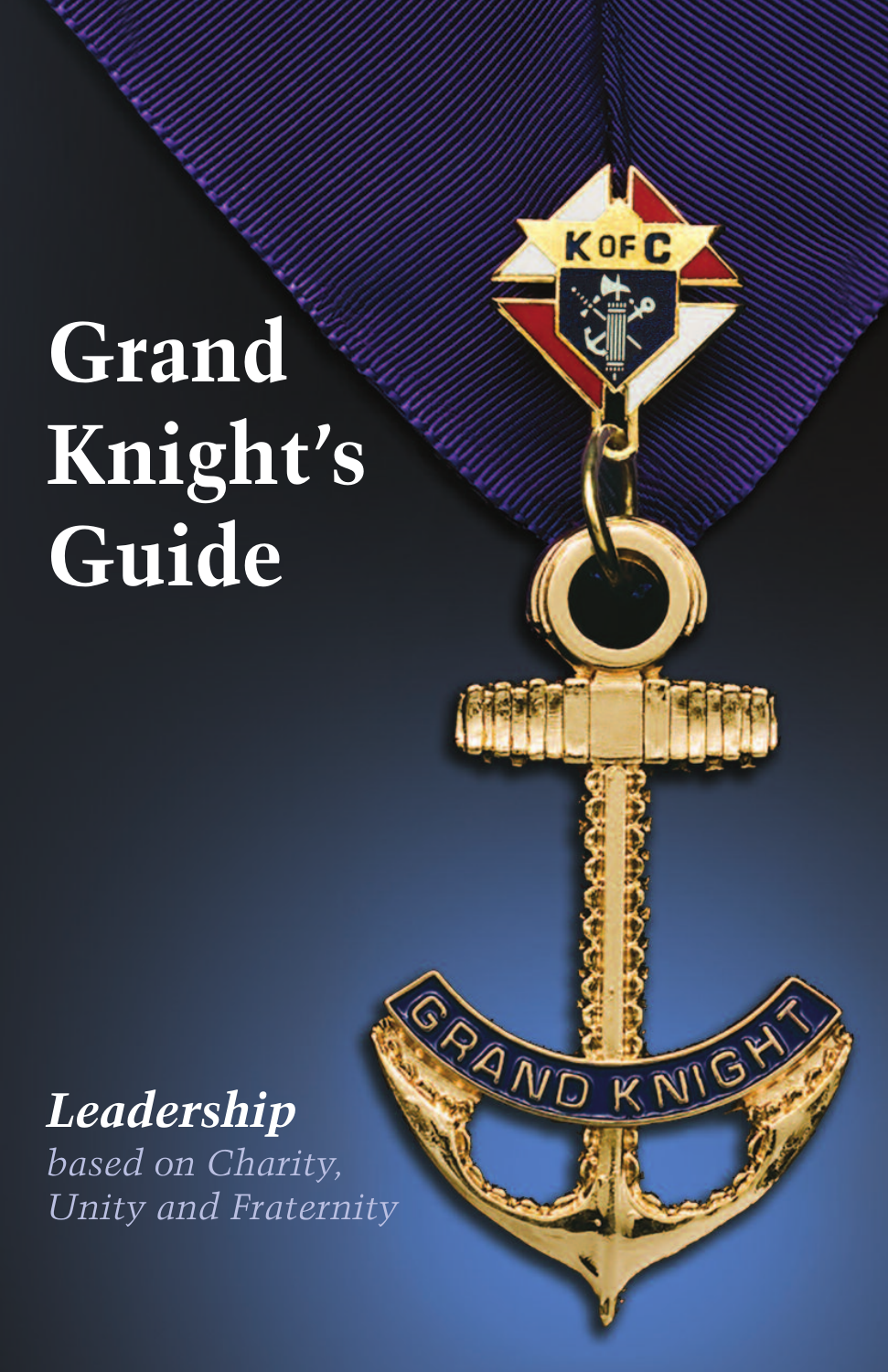# Grand Knight's Guide

***Leadership***

*based on Charity, Unity and Fraternity*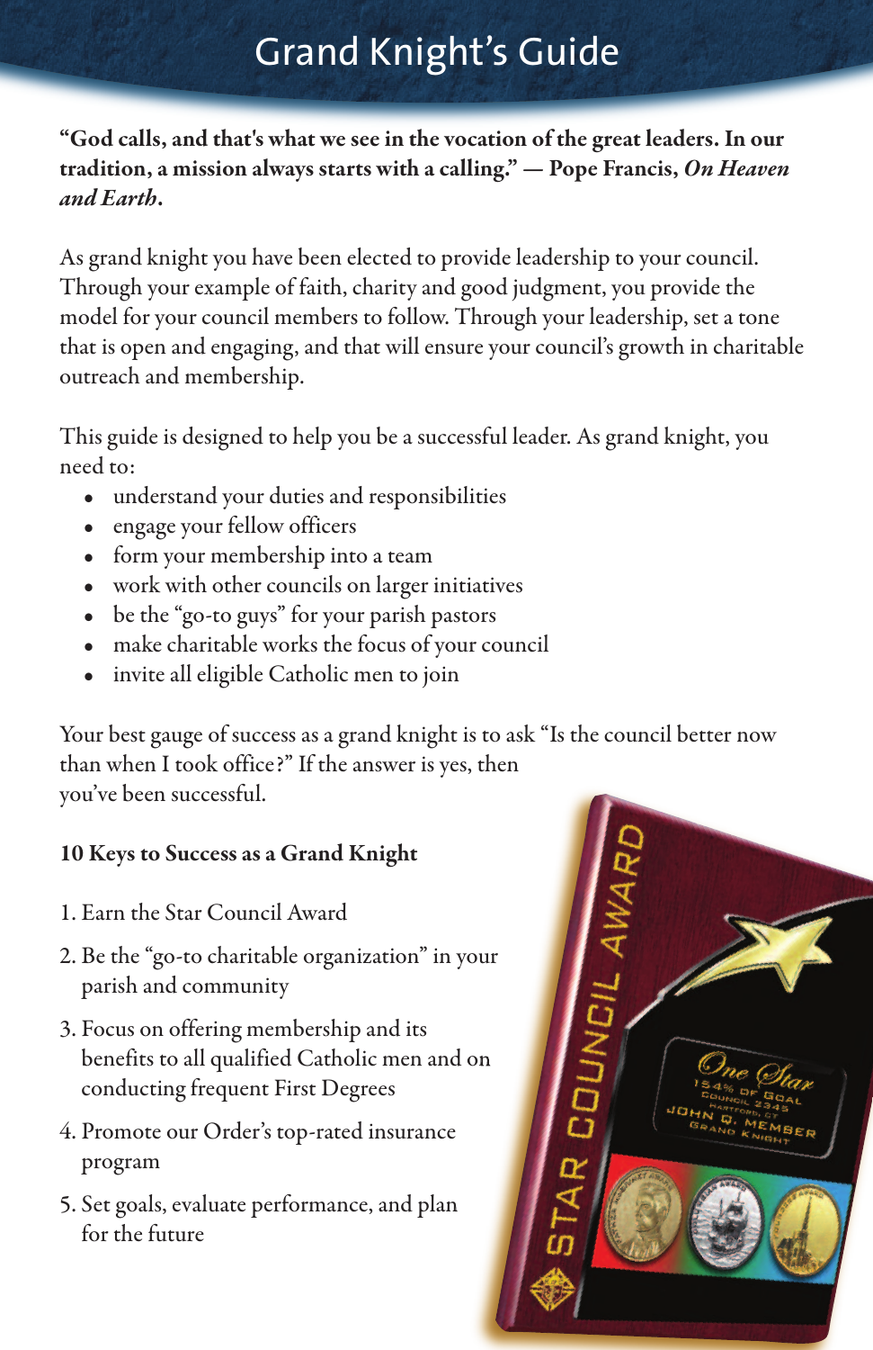# Grand Knight's Guide

**"God calls, and that's what we see in the vocation of the great leaders. In our tradition, a mission always starts with a calling." — Pope Francis, *On Heaven and Earth*.**

As grand knight you have been elected to provide leadership to your council. Through your example of faith, charity and good judgment, you provide the model for your council members to follow. Through your leadership, set a tone that is open and engaging, and that will ensure your council's growth in charitable outreach and membership.

This guide is designed to help you be a successful leader. As grand knight, you need to:

- understand your duties and responsibilities
- engage your fellow officers
- form your membership into a team
- work with other councils on larger initiatives
- be the "go-to guys" for your parish pastors
- make charitable works the focus of your council
- invite all eligible Catholic men to join

Your best gauge of success as a grand knight is to ask "Is the council better now than when I took office?" If the answer is yes, then you've been successful.

## 10 Keys to Success as a Grand Knight

1. Earn the Star Council Award
2. Be the "go-to charitable organization" in your parish and community
3. Focus on offering membership and its benefits to all qualified Catholic men and on conducting frequent First Degrees
4. Promote our Order's top-rated insurance program
5. Set goals, evaluate performance, and plan for the future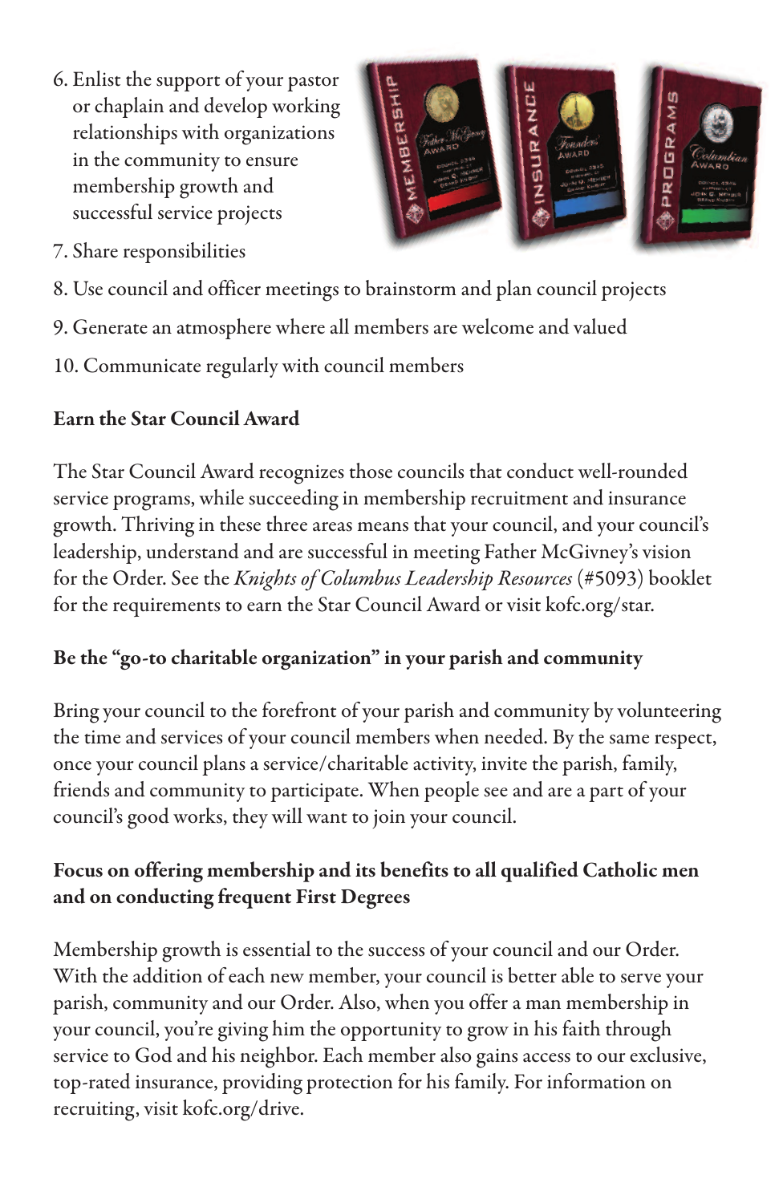6. Enlist the support of your pastor or chaplain and develop working relationships with organizations in the community to ensure membership growth and successful service projects
7. Share responsibilities
8. Use council and officer meetings to brainstorm and plan council projects
9. Generate an atmosphere where all members are welcome and valued
10. Communicate regularly with council members

**Earn the Star Council Award**

The Star Council Award recognizes those councils that conduct well-rounded service programs, while succeeding in membership recruitment and insurance growth. Thriving in these three areas means that your council, and your council's leadership, understand and are successful in meeting Father McGivney's vision for the Order. See the *Knights of Columbus Leadership Resources* (#5093) booklet for the requirements to earn the Star Council Award or visit kofc.org/star.

**Be the "go-to charitable organization" in your parish and community**

Bring your council to the forefront of your parish and community by volunteering the time and services of your council members when needed. By the same respect, once your council plans a service/charitable activity, invite the parish, family, friends and community to participate. When people see and are a part of your council's good works, they will want to join your council.

**Focus on offering membership and its benefits to all qualified Catholic men and on conducting frequent First Degrees**

Membership growth is essential to the success of your council and our Order. With the addition of each new member, your council is better able to serve your parish, community and our Order. Also, when you offer a man membership in your council, you're giving him the opportunity to grow in his faith through service to God and his neighbor. Each member also gains access to our exclusive, top-rated insurance, providing protection for his family. For information on recruiting, visit kofc.org/drive.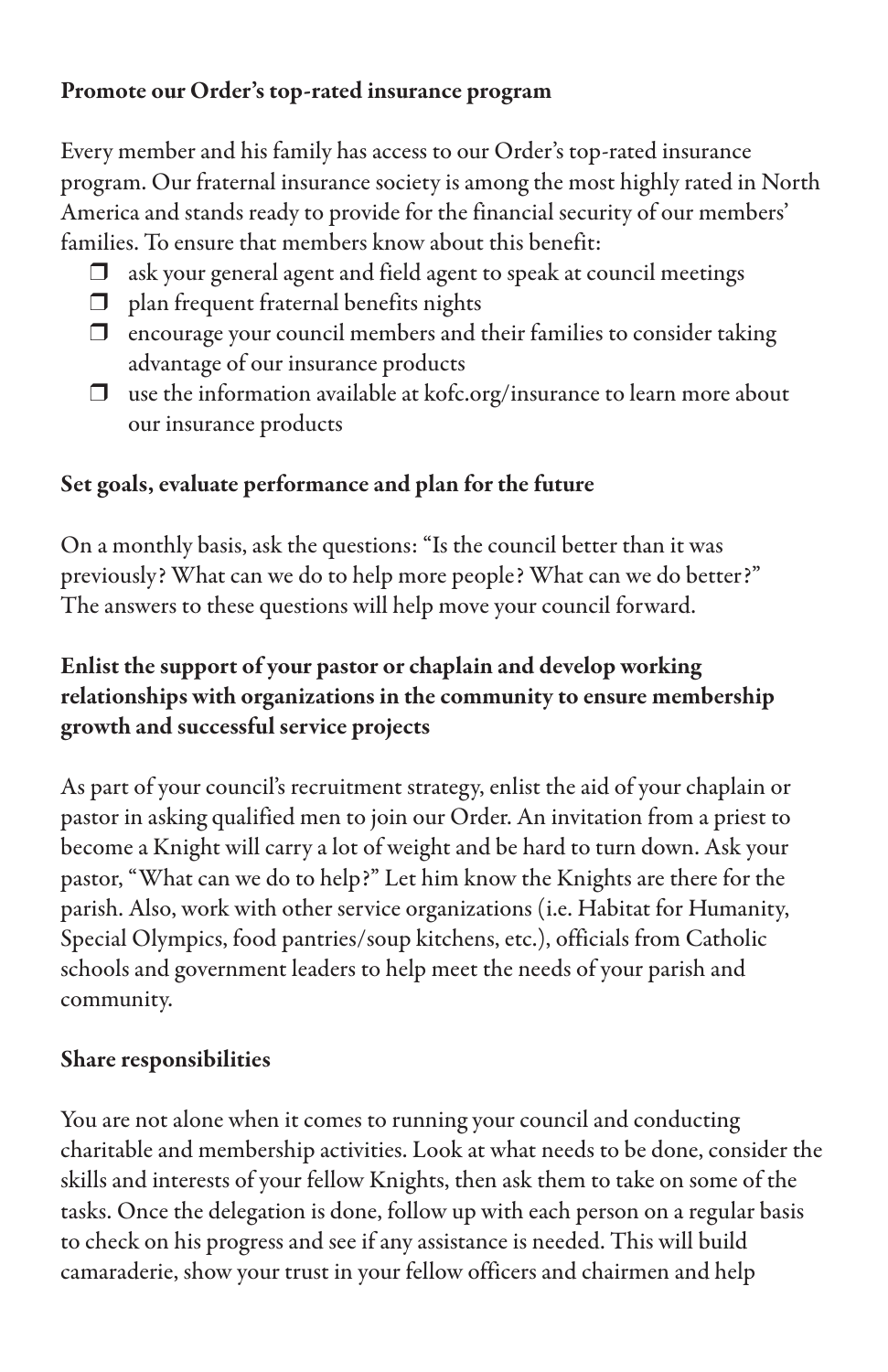**Promote our Order's top-rated insurance program**

Every member and his family has access to our Order's top-rated insurance program. Our fraternal insurance society is among the most highly rated in North America and stands ready to provide for the financial security of our members' families. To ensure that members know about this benefit:

- ❒ ask your general agent and field agent to speak at council meetings
- ❒ plan frequent fraternal benefits nights
- ❒ encourage your council members and their families to consider taking advantage of our insurance products
- ❒ use the information available at kofc.org/insurance to learn more about our insurance products

**Set goals, evaluate performance and plan for the future**

On a monthly basis, ask the questions: "Is the council better than it was previously? What can we do to help more people? What can we do better?" The answers to these questions will help move your council forward.

**Enlist the support of your pastor or chaplain and develop working relationships with organizations in the community to ensure membership growth and successful service projects**

As part of your council's recruitment strategy, enlist the aid of your chaplain or pastor in asking qualified men to join our Order. An invitation from a priest to become a Knight will carry a lot of weight and be hard to turn down. Ask your pastor, "What can we do to help?" Let him know the Knights are there for the parish. Also, work with other service organizations (i.e. Habitat for Humanity, Special Olympics, food pantries/soup kitchens, etc.), officials from Catholic schools and government leaders to help meet the needs of your parish and community.

**Share responsibilities**

You are not alone when it comes to running your council and conducting charitable and membership activities. Look at what needs to be done, consider the skills and interests of your fellow Knights, then ask them to take on some of the tasks. Once the delegation is done, follow up with each person on a regular basis to check on his progress and see if any assistance is needed. This will build camaraderie, show your trust in your fellow officers and chairmen and help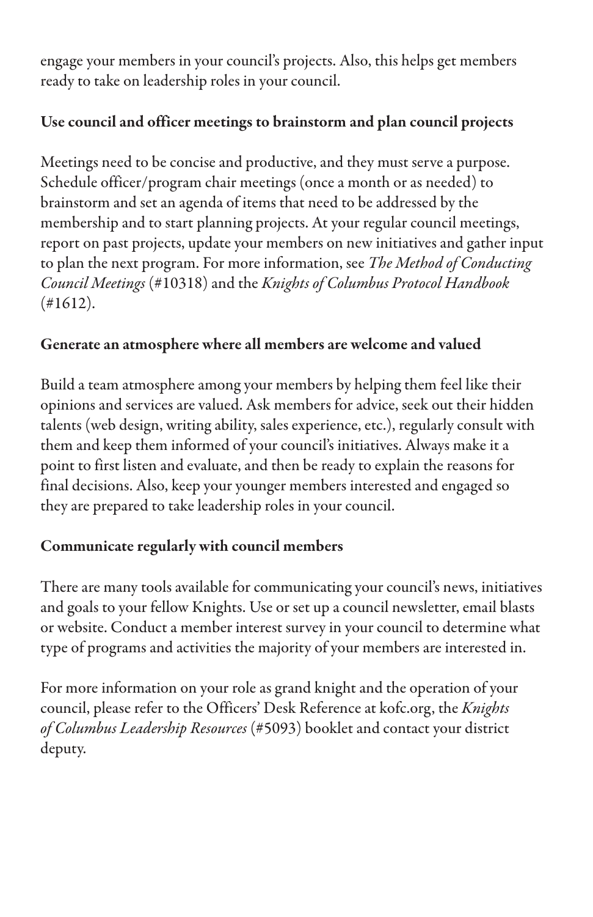engage your members in your council's projects. Also, this helps get members ready to take on leadership roles in your council.

### Use council and officer meetings to brainstorm and plan council projects

Meetings need to be concise and productive, and they must serve a purpose. Schedule officer/program chair meetings (once a month or as needed) to brainstorm and set an agenda of items that need to be addressed by the membership and to start planning projects. At your regular council meetings, report on past projects, update your members on new initiatives and gather input to plan the next program. For more information, see *The Method of Conducting Council Meetings* (#10318) and the *Knights of Columbus Protocol Handbook* (#1612).

### Generate an atmosphere where all members are welcome and valued

Build a team atmosphere among your members by helping them feel like their opinions and services are valued. Ask members for advice, seek out their hidden talents (web design, writing ability, sales experience, etc.), regularly consult with them and keep them informed of your council's initiatives. Always make it a point to first listen and evaluate, and then be ready to explain the reasons for final decisions. Also, keep your younger members interested and engaged so they are prepared to take leadership roles in your council.

### Communicate regularly with council members

There are many tools available for communicating your council's news, initiatives and goals to your fellow Knights. Use or set up a council newsletter, email blasts or website. Conduct a member interest survey in your council to determine what type of programs and activities the majority of your members are interested in.

For more information on your role as grand knight and the operation of your council, please refer to the Officers' Desk Reference at kofc.org, the *Knights of Columbus Leadership Resources* (#5093) booklet and contact your district deputy.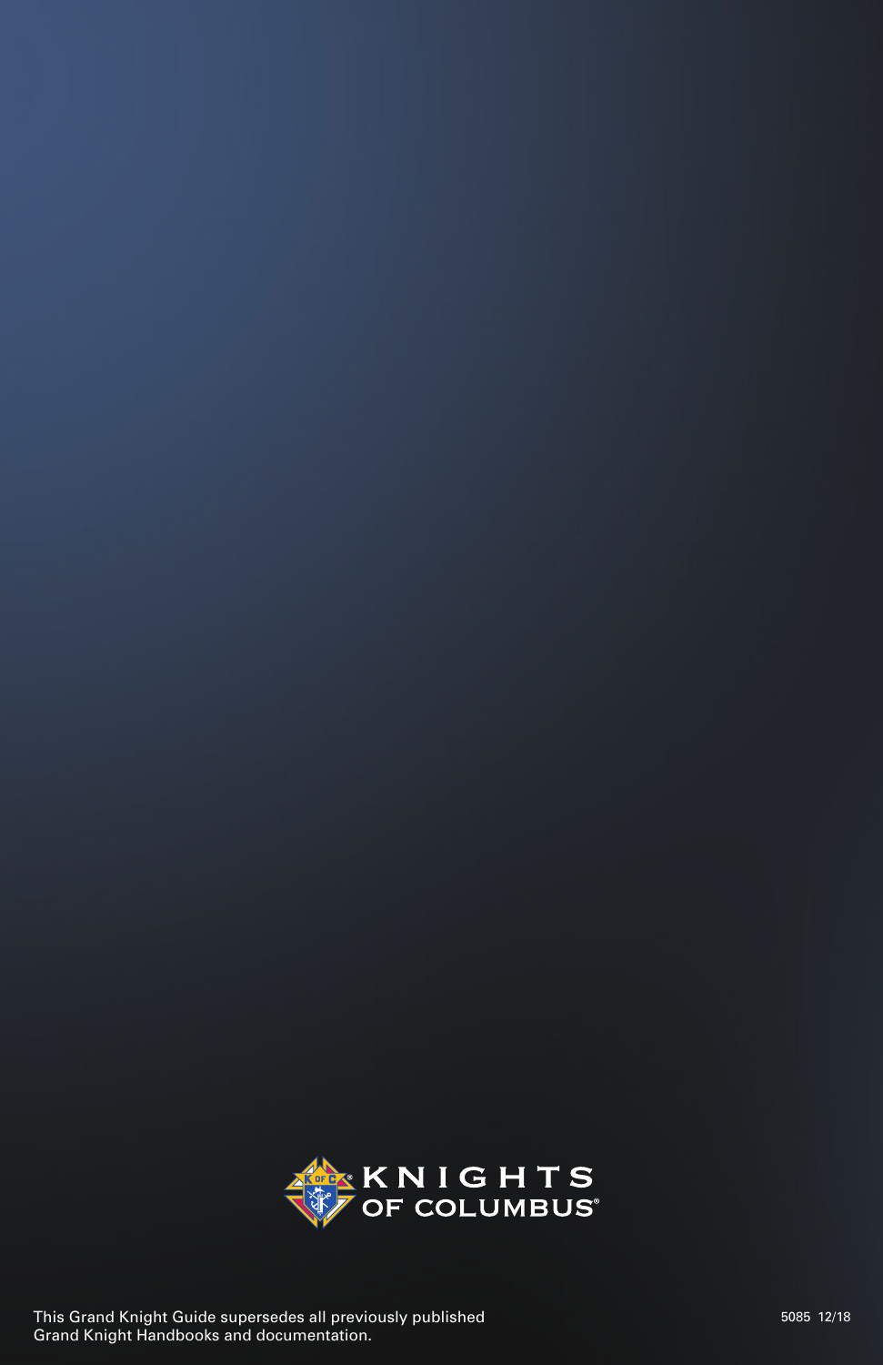KNIGHTS OF COLUMBUS®

This Grand Knight Guide supersedes all previously published Grand Knight Handbooks and documentation.

5085 12/18